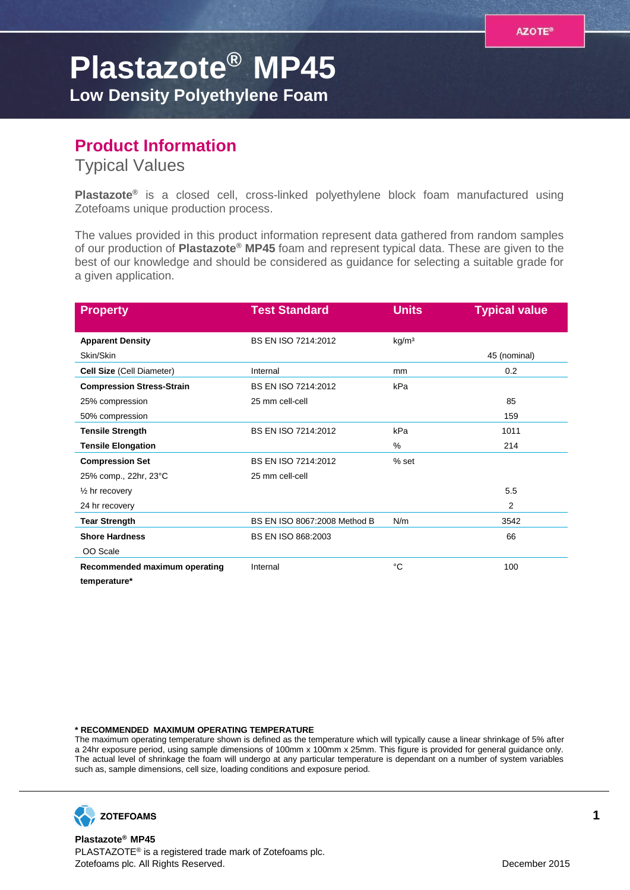# Plastazote® MP45

## Low Density Polyethylene Foam

## Product Information

### Typical Values

**Plastazote®** is a closed cell, cross-linked polyethylene block foam manufactured using Zotefoams unique production process.

The values provided in this product information represent data gathered from random samples of our production of **Plastazote® MP45** foam and represent typical data. These are given to the best of our knowledge and should be considered as guidance for selecting a suitable grade for a given application.

| Property | Test Standard | Units | Typical value |
|---|---|---|---|
| **Apparent Density** | BS EN ISO 7214:2012 | kg/m³ | |
| Skin/Skin | | | 45 (nominal) |
| **Cell Size** (Cell Diameter) | Internal | mm | 0.2 |
| **Compression Stress-Strain** | BS EN ISO 7214:2012 | kPa | |
| 25% compression | 25 mm cell-cell | | 85 |
| 50% compression | | | 159 |
| **Tensile Strength** | BS EN ISO 7214:2012 | kPa | 1011 |
| **Tensile Elongation** | | % | 214 |
| **Compression Set** | BS EN ISO 7214:2012 | % set | |
| 25% comp., 22hr, 23°C | 25 mm cell-cell | | |
| ½ hr recovery | | | 5.5 |
| 24 hr recovery | | | 2 |
| **Tear Strength** | BS EN ISO 8067:2008 Method B | N/m | 3542 |
| **Shore Hardness** | BS EN ISO 868:2003 | | 66 |
| OO Scale | | | |
| **Recommended maximum operating temperature*** | Internal | °C | 100 |

**\* RECOMMENDED MAXIMUM OPERATING TEMPERATURE**
The maximum operating temperature shown is defined as the temperature which will typically cause a linear shrinkage of 5% after a 24hr exposure period, using sample dimensions of 100mm x 100mm x 25mm. This figure is provided for general guidance only. The actual level of shrinkage the foam will undergo at any particular temperature is dependant on a number of system variables such as, sample dimensions, cell size, loading conditions and exposure period.

ZOTEFOAMS

**Plastazote® MP45**
PLASTAZOTE® is a registered trade mark of Zotefoams plc.
Zotefoams plc. All Rights Reserved.

December 2015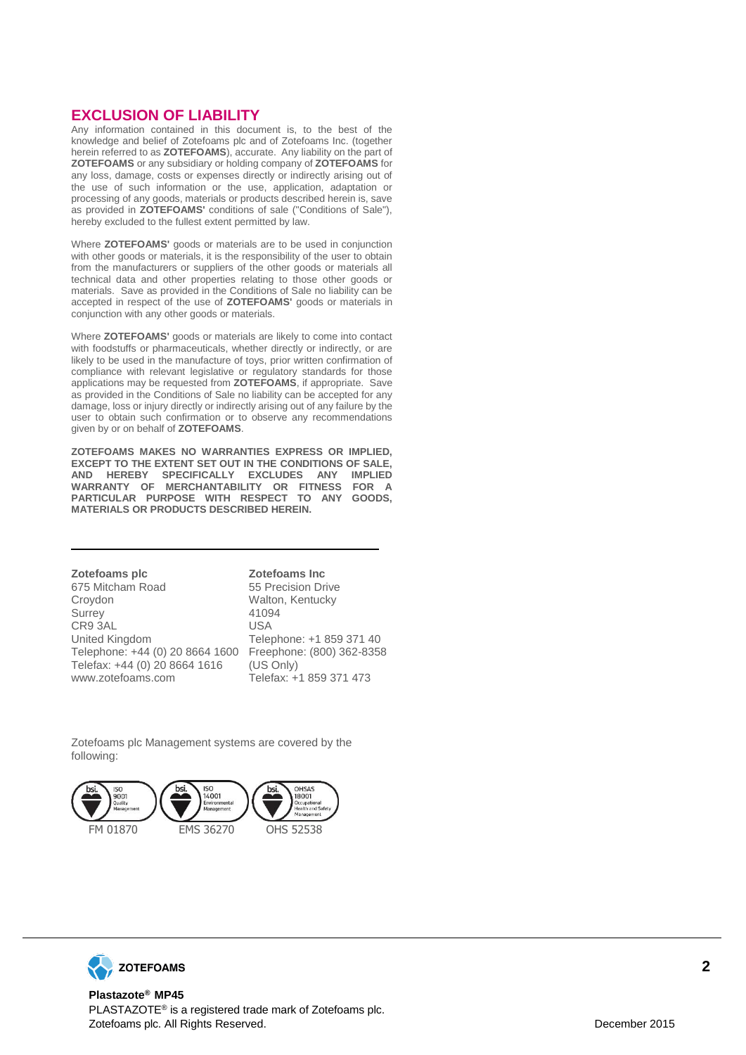## EXCLUSION OF LIABILITY

Any information contained in this document is, to the best of the knowledge and belief of Zotefoams plc and of Zotefoams Inc. (together herein referred to as **ZOTEFOAMS**), accurate. Any liability on the part of **ZOTEFOAMS** or any subsidiary or holding company of **ZOTEFOAMS** for any loss, damage, costs or expenses directly or indirectly arising out of the use of such information or the use, application, adaptation or processing of any goods, materials or products described herein is, save as provided in **ZOTEFOAMS'** conditions of sale ("Conditions of Sale"), hereby excluded to the fullest extent permitted by law.

Where **ZOTEFOAMS'** goods or materials are to be used in conjunction with other goods or materials, it is the responsibility of the user to obtain from the manufacturers or suppliers of the other goods or materials all technical data and other properties relating to those other goods or materials. Save as provided in the Conditions of Sale no liability can be accepted in respect of the use of **ZOTEFOAMS'** goods or materials in conjunction with any other goods or materials.

Where **ZOTEFOAMS'** goods or materials are likely to come into contact with foodstuffs or pharmaceuticals, whether directly or indirectly, or are likely to be used in the manufacture of toys, prior written confirmation of compliance with relevant legislative or regulatory standards for those applications may be requested from **ZOTEFOAMS**, if appropriate. Save as provided in the Conditions of Sale no liability can be accepted for any damage, loss or injury directly or indirectly arising out of any failure by the user to obtain such confirmation or to observe any recommendations given by or on behalf of **ZOTEFOAMS**.

**ZOTEFOAMS MAKES NO WARRANTIES EXPRESS OR IMPLIED, EXCEPT TO THE EXTENT SET OUT IN THE CONDITIONS OF SALE, AND HEREBY SPECIFICALLY EXCLUDES ANY IMPLIED WARRANTY OF MERCHANTABILITY OR FITNESS FOR A PARTICULAR PURPOSE WITH RESPECT TO ANY GOODS, MATERIALS OR PRODUCTS DESCRIBED HEREIN.**

---

**Zotefoams plc**
675 Mitcham Road
Croydon
Surrey
CR9 3AL
United Kingdom
Telephone: +44 (0) 20 8664 1600
Telefax: +44 (0) 20 8664 1616
www.zotefoams.com

**Zotefoams Inc**
55 Precision Drive
Walton, Kentucky
41094
USA
Telephone: +1 859 371 40
Freephone: (800) 362-8358
(US Only)
Telefax: +1 859 371 473

Zotefoams plc Management systems are covered by the following:

bsi. ISO 9001 Quality Management — FM 01870

bsi. ISO 14001 Environmental Management — EMS 36270

bsi. OHSAS 18001 Occupational Health and Safety Management — OHS 52538

ZOTEFOAMS

**Plastazote® MP45**
PLASTAZOTE® is a registered trade mark of Zotefoams plc.
Zotefoams plc. All Rights Reserved.

December 2015